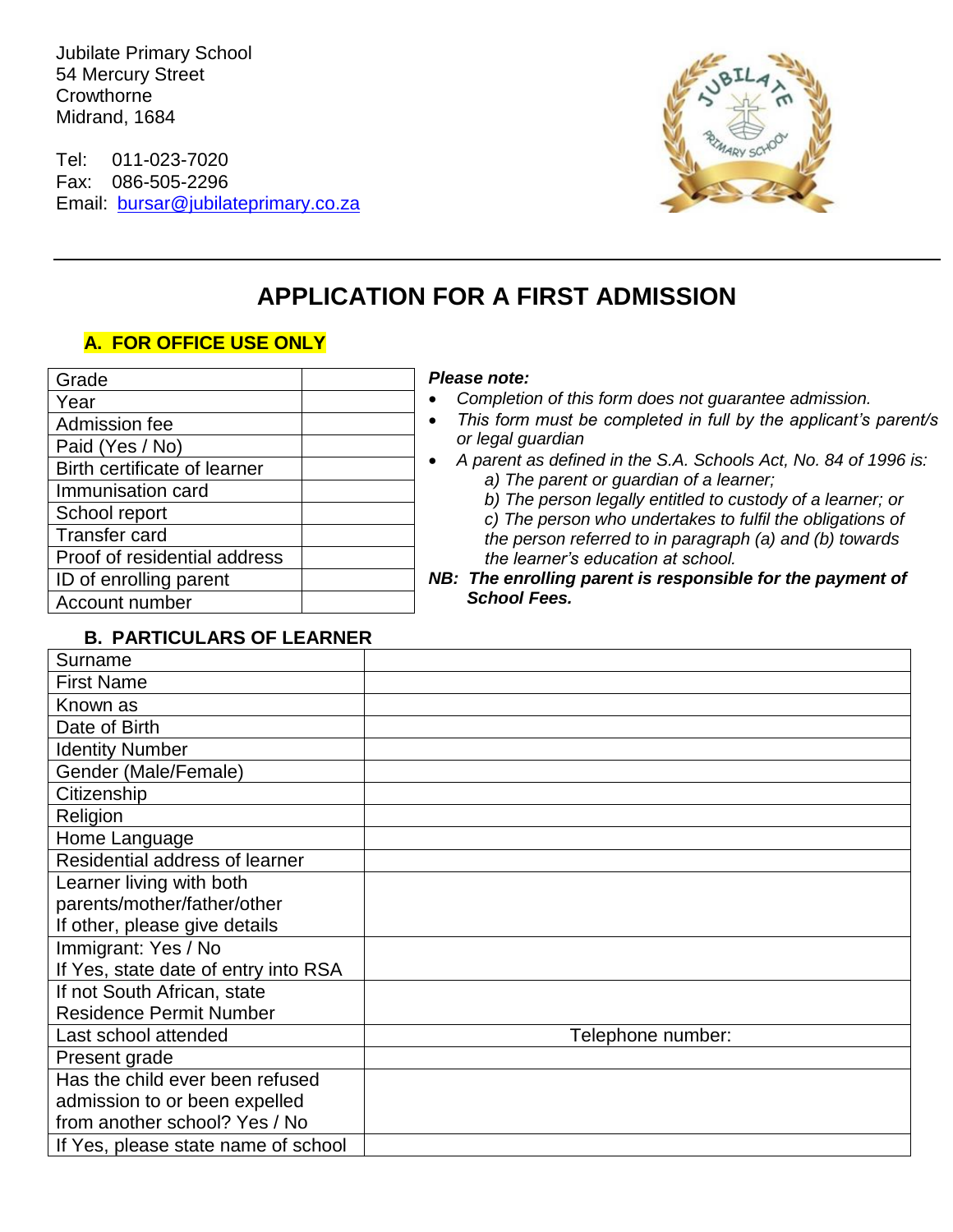Jubilate Primary School
54 Mercury Street
Crowthorne
Midrand, 1684

Tel: 011-023-7020
Fax: 086-505-2296
Email: bursar@jubilateprimary.co.za

# APPLICATION FOR A FIRST ADMISSION

## A. FOR OFFICE USE ONLY

| Grade | |
|---|---|
| Year | |
| Admission fee | |
| Paid (Yes / No) | |
| Birth certificate of learner | |
| Immunisation card | |
| School report | |
| Transfer card | |
| Proof of residential address | |
| ID of enrolling parent | |
| Account number | |

***Please note:***

- *Completion of this form does not guarantee admission.*
- *This form must be completed in full by the applicant's parent/s or legal guardian*
- *A parent as defined in the S.A. Schools Act, No. 84 of 1996 is:*
  - *a) The parent or guardian of a learner;*
  - *b) The person legally entitled to custody of a learner; or*
  - *c) The person who undertakes to fulfil the obligations of the person referred to in paragraph (a) and (b) towards the learner's education at school.*

***NB: The enrolling parent is responsible for the payment of School Fees.***

## B. PARTICULARS OF LEARNER

| Surname | |
|---|---|
| First Name | |
| Known as | |
| Date of Birth | |
| Identity Number | |
| Gender (Male/Female) | |
| Citizenship | |
| Religion | |
| Home Language | |
| Residential address of learner | |
| Learner living with both parents/mother/father/other If other, please give details | |
| Immigrant: Yes / No If Yes, state date of entry into RSA | |
| If not South African, state Residence Permit Number | |
| Last school attended | Telephone number: |
| Present grade | |
| Has the child ever been refused admission to or been expelled from another school? Yes / No | |
| If Yes, please state name of school | |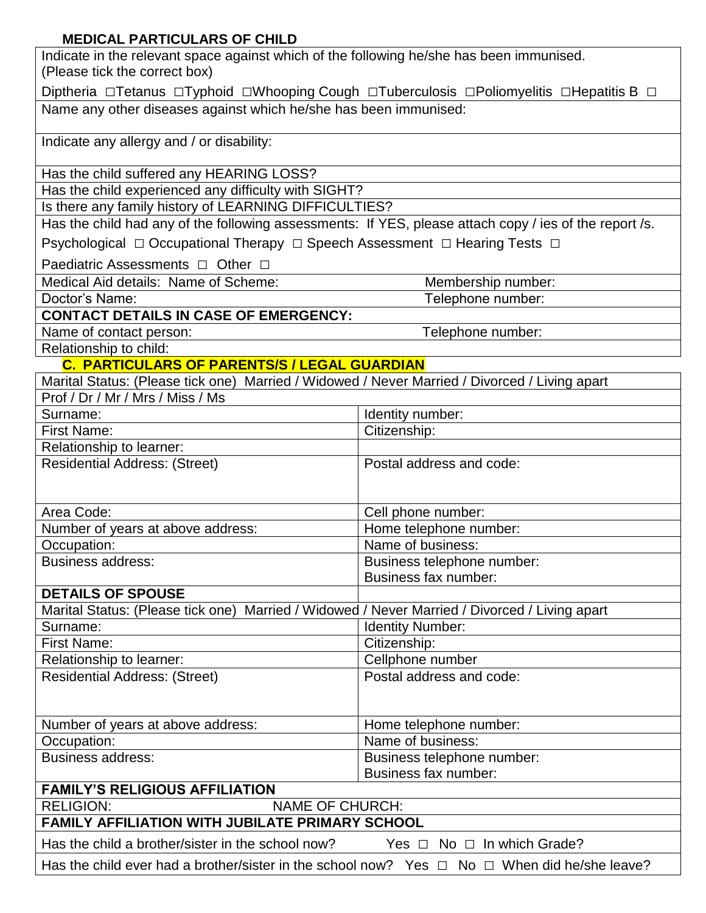**MEDICAL PARTICULARS OF CHILD**

| Indicate in the relevant space against which of the following he/she has been immunised. (Please tick the correct box) | |
|---|---|
| Diptheria ☐Tetanus ☐Typhoid ☐Whooping Cough ☐Tuberculosis ☐Poliomyelitis ☐Hepatitis B ☐ | |
| Name any other diseases against which he/she has been immunised: | |
| Indicate any allergy and / or disability: | |
| Has the child suffered any HEARING LOSS? | |
| Has the child experienced any difficulty with SIGHT? | |
| Is there any family history of LEARNING DIFFICULTIES? | |
| Has the child had any of the following assessments: If YES, please attach copy / ies of the report /s. Psychological ☐ Occupational Therapy ☐ Speech Assessment ☐ Hearing Tests ☐ Paediatric Assessments ☐ Other ☐ | |
| Medical Aid details: Name of Scheme: | Membership number: |
| Doctor's Name: | Telephone number: |
| **CONTACT DETAILS IN CASE OF EMERGENCY:** | |
| Name of contact person: | Telephone number: |
| Relationship to child: | |

**C. PARTICULARS OF PARENTS/S / LEGAL GUARDIAN**

| Marital Status: (Please tick one) Married / Widowed / Never Married / Divorced / Living apart | |
|---|---|
| Prof / Dr / Mr / Mrs / Miss / Ms | |
| Surname: | Identity number: |
| First Name: | Citizenship: |
| Relationship to learner: | |
| Residential Address: (Street) | Postal address and code: |
| Area Code: | Cell phone number: |
| Number of years at above address: | Home telephone number: |
| Occupation: | Name of business: |
| Business address: | Business telephone number: Business fax number: |
| **DETAILS OF SPOUSE** | |
| Marital Status: (Please tick one) Married / Widowed / Never Married / Divorced / Living apart | |
| Surname: | Identity Number: |
| First Name: | Citizenship: |
| Relationship to learner: | Cellphone number |
| Residential Address: (Street) | Postal address and code: |
| Number of years at above address: | Home telephone number: |
| Occupation: | Name of business: |
| Business address: | Business telephone number: Business fax number: |
| **FAMILY'S RELIGIOUS AFFILIATION** | |
| RELIGION: NAME OF CHURCH: | |
| **FAMILY AFFILIATION WITH JUBILATE PRIMARY SCHOOL** | |
| Has the child a brother/sister in the school now? Yes ☐ No ☐ In which Grade? | |
| Has the child ever had a brother/sister in the school now? Yes ☐ No ☐ When did he/she leave? | |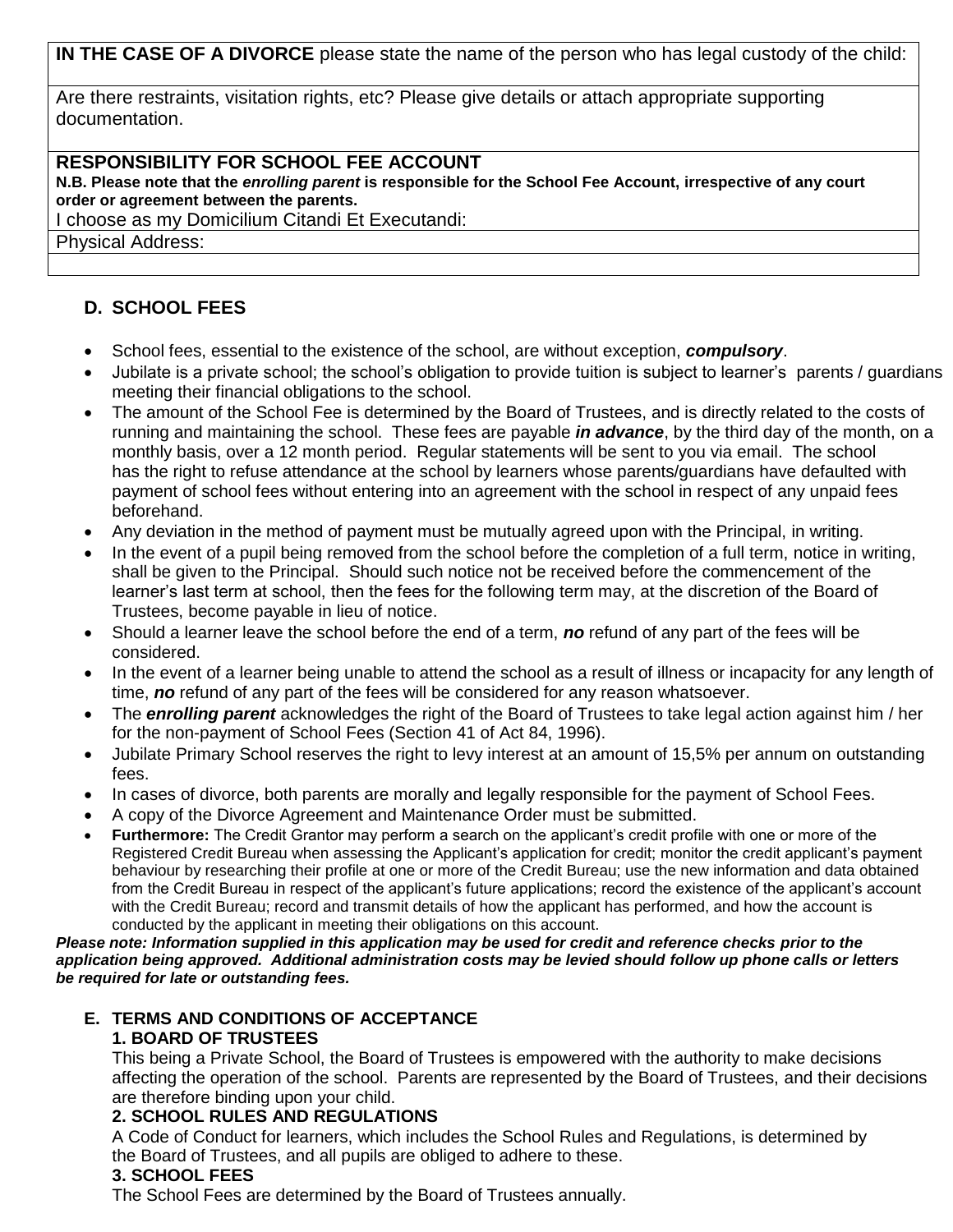| **IN THE CASE OF A DIVORCE** please state the name of the person who has legal custody of the child: |
| --- |
| Are there restraints, visitation rights, etc? Please give details or attach appropriate supporting documentation. |
| **RESPONSIBILITY FOR SCHOOL FEE ACCOUNT**<br>**N.B. Please note that the *enrolling parent* is responsible for the School Fee Account, irrespective of any court order or agreement between the parents.**<br>I choose as my Domicilium Citandi Et Executandi: |
| Physical Address: |
| |

## D. SCHOOL FEES

- School fees, essential to the existence of the school, are without exception, ***compulsory***.
- Jubilate is a private school; the school's obligation to provide tuition is subject to learner's parents / guardians meeting their financial obligations to the school.
- The amount of the School Fee is determined by the Board of Trustees, and is directly related to the costs of running and maintaining the school. These fees are payable ***in advance***, by the third day of the month, on a monthly basis, over a 12 month period. Regular statements will be sent to you via email. The school has the right to refuse attendance at the school by learners whose parents/guardians have defaulted with payment of school fees without entering into an agreement with the school in respect of any unpaid fees beforehand.
- Any deviation in the method of payment must be mutually agreed upon with the Principal, in writing.
- In the event of a pupil being removed from the school before the completion of a full term, notice in writing, shall be given to the Principal. Should such notice not be received before the commencement of the learner's last term at school, then the fees for the following term may, at the discretion of the Board of Trustees, become payable in lieu of notice.
- Should a learner leave the school before the end of a term, ***no*** refund of any part of the fees will be considered.
- In the event of a learner being unable to attend the school as a result of illness or incapacity for any length of time, ***no*** refund of any part of the fees will be considered for any reason whatsoever.
- The ***enrolling parent*** acknowledges the right of the Board of Trustees to take legal action against him / her for the non-payment of School Fees (Section 41 of Act 84, 1996).
- Jubilate Primary School reserves the right to levy interest at an amount of 15,5% per annum on outstanding fees.
- In cases of divorce, both parents are morally and legally responsible for the payment of School Fees.
- A copy of the Divorce Agreement and Maintenance Order must be submitted.
- **Furthermore:** The Credit Grantor may perform a search on the applicant's credit profile with one or more of the Registered Credit Bureau when assessing the Applicant's application for credit; monitor the credit applicant's payment behaviour by researching their profile at one or more of the Credit Bureau; use the new information and data obtained from the Credit Bureau in respect of the applicant's future applications; record the existence of the applicant's account with the Credit Bureau; record and transmit details of how the applicant has performed, and how the account is conducted by the applicant in meeting their obligations on this account.

***Please note: Information supplied in this application may be used for credit and reference checks prior to the application being approved. Additional administration costs may be levied should follow up phone calls or letters be required for late or outstanding fees.***

## E. TERMS AND CONDITIONS OF ACCEPTANCE

### 1. BOARD OF TRUSTEES

This being a Private School, the Board of Trustees is empowered with the authority to make decisions affecting the operation of the school. Parents are represented by the Board of Trustees, and their decisions are therefore binding upon your child.

### 2. SCHOOL RULES AND REGULATIONS

A Code of Conduct for learners, which includes the School Rules and Regulations, is determined by the Board of Trustees, and all pupils are obliged to adhere to these.

### 3. SCHOOL FEES

The School Fees are determined by the Board of Trustees annually.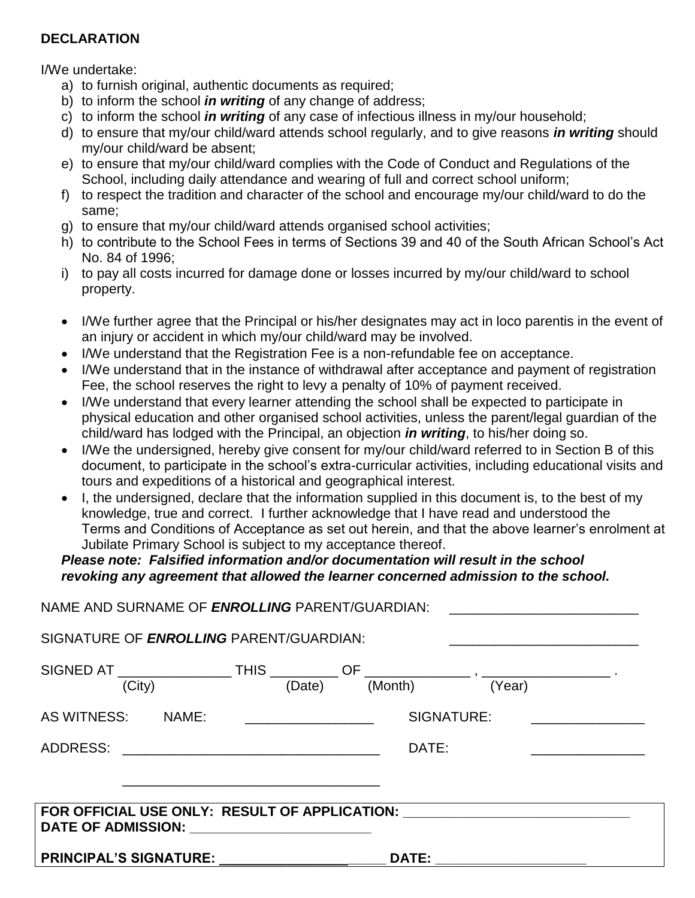**DECLARATION**

I/We undertake:

a) to furnish original, authentic documents as required;
b) to inform the school ***in writing*** of any change of address;
c) to inform the school ***in writing*** of any case of infectious illness in my/our household;
d) to ensure that my/our child/ward attends school regularly, and to give reasons ***in writing*** should my/our child/ward be absent;
e) to ensure that my/our child/ward complies with the Code of Conduct and Regulations of the School, including daily attendance and wearing of full and correct school uniform;
f) to respect the tradition and character of the school and encourage my/our child/ward to do the same;
g) to ensure that my/our child/ward attends organised school activities;
h) to contribute to the School Fees in terms of Sections 39 and 40 of the South African School's Act No. 84 of 1996;
i) to pay all costs incurred for damage done or losses incurred by my/our child/ward to school property.

- I/We further agree that the Principal or his/her designates may act in loco parentis in the event of an injury or accident in which my/our child/ward may be involved.
- I/We understand that the Registration Fee is a non-refundable fee on acceptance.
- I/We understand that in the instance of withdrawal after acceptance and payment of registration Fee, the school reserves the right to levy a penalty of 10% of payment received.
- I/We understand that every learner attending the school shall be expected to participate in physical education and other organised school activities, unless the parent/legal guardian of the child/ward has lodged with the Principal, an objection ***in writing***, to his/her doing so.
- I/We the undersigned, hereby give consent for my/our child/ward referred to in Section B of this document, to participate in the school's extra-curricular activities, including educational visits and tours and expeditions of a historical and geographical interest.
- I, the undersigned, declare that the information supplied in this document is, to the best of my knowledge, true and correct. I further acknowledge that I have read and understood the Terms and Conditions of Acceptance as set out herein, and that the above learner's enrolment at Jubilate Primary School is subject to my acceptance thereof.

***Please note: Falsified information and/or documentation will result in the school revoking any agreement that allowed the learner concerned admission to the school.***

NAME AND SURNAME OF ***ENROLLING*** PARENT/GUARDIAN: _________________________

SIGNATURE OF ***ENROLLING*** PARENT/GUARDIAN: _________________________

SIGNED AT _______________ THIS _________ OF ______________ , _________________ .
(City) (Date) (Month) (Year)

AS WITNESS: NAME: _________________ SIGNATURE: _______________

ADDRESS: __________________________________ DATE: _______________

__________________________________

**FOR OFFICIAL USE ONLY: RESULT OF APPLICATION:** ______________________________
**DATE OF ADMISSION:** ________________________

**PRINCIPAL'S SIGNATURE:** ______________________ **DATE:** ____________________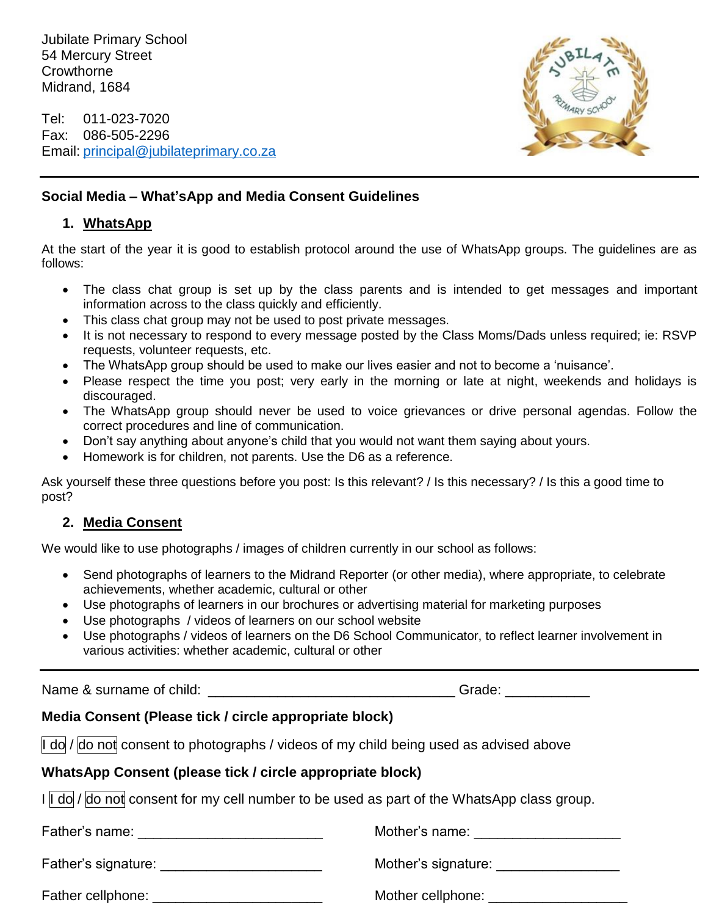Jubilate Primary School
54 Mercury Street
Crowthorne
Midrand, 1684

Tel: 011-023-7020
Fax: 086-505-2296
Email: principal@jubilateprimary.co.za

---

**Social Media – What'sApp and Media Consent Guidelines**

## 1. WhatsApp

At the start of the year it is good to establish protocol around the use of WhatsApp groups. The guidelines are as follows:

- The class chat group is set up by the class parents and is intended to get messages and important information across to the class quickly and efficiently.
- This class chat group may not be used to post private messages.
- It is not necessary to respond to every message posted by the Class Moms/Dads unless required; ie: RSVP requests, volunteer requests, etc.
- The WhatsApp group should be used to make our lives easier and not to become a 'nuisance'.
- Please respect the time you post; very early in the morning or late at night, weekends and holidays is discouraged.
- The WhatsApp group should never be used to voice grievances or drive personal agendas. Follow the correct procedures and line of communication.
- Don't say anything about anyone's child that you would not want them saying about yours.
- Homework is for children, not parents. Use the D6 as a reference.

Ask yourself these three questions before you post: Is this relevant? / Is this necessary? / Is this a good time to post?

## 2. Media Consent

We would like to use photographs / images of children currently in our school as follows:

- Send photographs of learners to the Midrand Reporter (or other media), where appropriate, to celebrate achievements, whether academic, cultural or other
- Use photographs of learners in our brochures or advertising material for marketing purposes
- Use photographs / videos of learners on our school website
- Use photographs / videos of learners on the D6 School Communicator, to reflect learner involvement in various activities: whether academic, cultural or other

---

Name & surname of child: ________________________________ Grade: ___________

**Media Consent (Please tick / circle appropriate block)**

[I do] / [do not] consent to photographs / videos of my child being used as advised above

**WhatsApp Consent (please tick / circle appropriate block)**

I [I do] / [do not] consent for my cell number to be used as part of the WhatsApp class group.

Father's name: ________________________ Mother's name: ___________________

Father's signature: _____________________ Mother's signature: ________________

Father cellphone: ______________________ Mother cellphone: __________________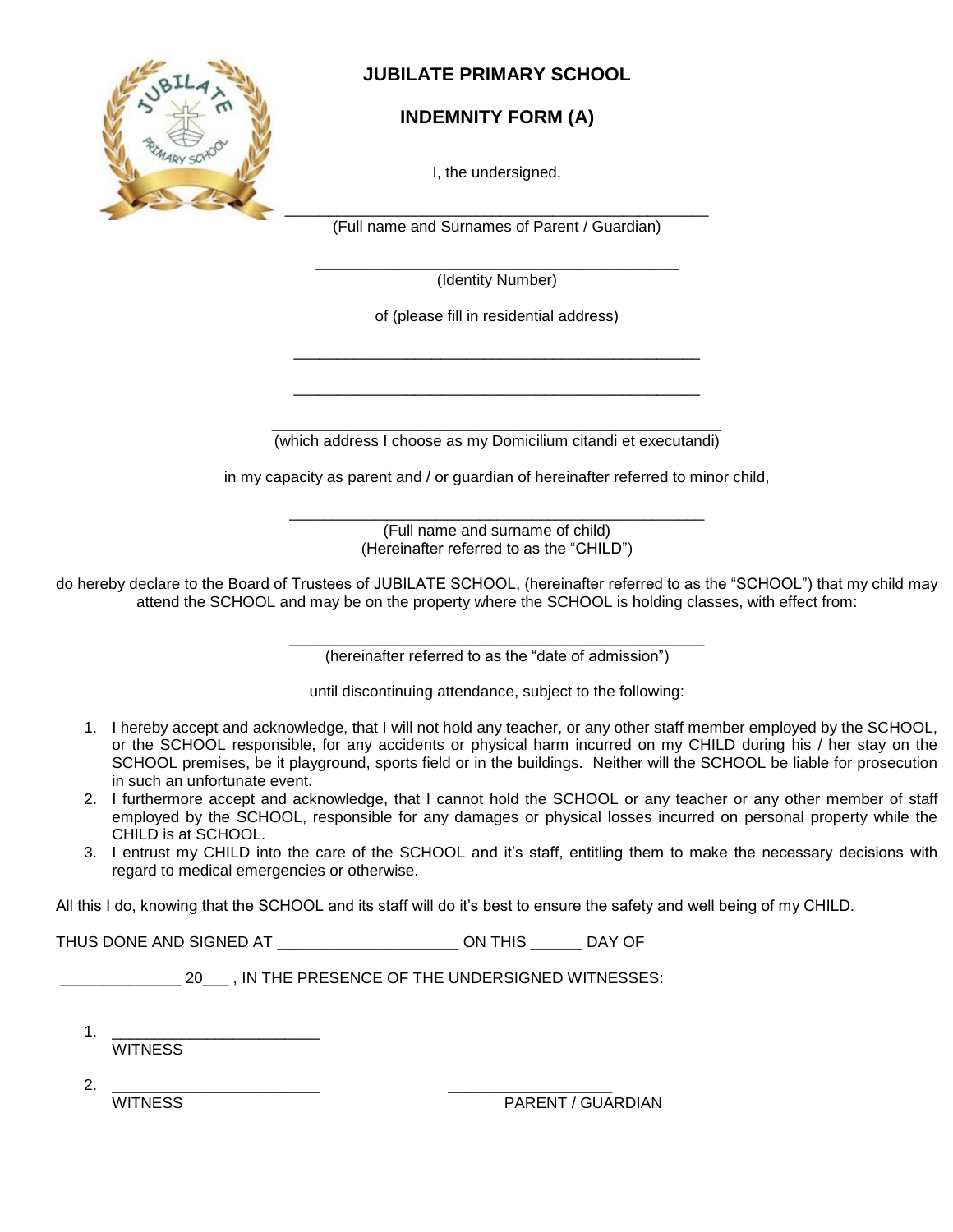# JUBILATE PRIMARY SCHOOL

## INDEMNITY FORM (A)

I, the undersigned,

_______________________________________________
(Full name and Surnames of Parent / Guardian)

________________________________________
(Identity Number)

of (please fill in residential address)

_____________________________________________

_____________________________________________

__________________________________________________
(which address I choose as my Domicilium citandi et executandi)

in my capacity as parent and / or guardian of hereinafter referred to minor child,

______________________________________________
(Full name and surname of child)
(Hereinafter referred to as the "CHILD")

do hereby declare to the Board of Trustees of JUBILATE SCHOOL, (hereinafter referred to as the "SCHOOL") that my child may attend the SCHOOL and may be on the property where the SCHOOL is holding classes, with effect from:

______________________________________________
(hereinafter referred to as the "date of admission")

until discontinuing attendance, subject to the following:

1. I hereby accept and acknowledge, that I will not hold any teacher, or any other staff member employed by the SCHOOL, or the SCHOOL responsible, for any accidents or physical harm incurred on my CHILD during his / her stay on the SCHOOL premises, be it playground, sports field or in the buildings. Neither will the SCHOOL be liable for prosecution in such an unfortunate event.
2. I furthermore accept and acknowledge, that I cannot hold the SCHOOL or any teacher or any other member of staff employed by the SCHOOL, responsible for any damages or physical losses incurred on personal property while the CHILD is at SCHOOL.
3. I entrust my CHILD into the care of the SCHOOL and it's staff, entitling them to make the necessary decisions with regard to medical emergencies or otherwise.

All this I do, knowing that the SCHOOL and its staff will do it's best to ensure the safety and well being of my CHILD.

THUS DONE AND SIGNED AT ____________________ ON THIS ______ DAY OF

_____________ 20___ , IN THE PRESENCE OF THE UNDERSIGNED WITNESSES:

1. ________________________
   WITNESS

2. ________________________
   WITNESS

__________________
PARENT / GUARDIAN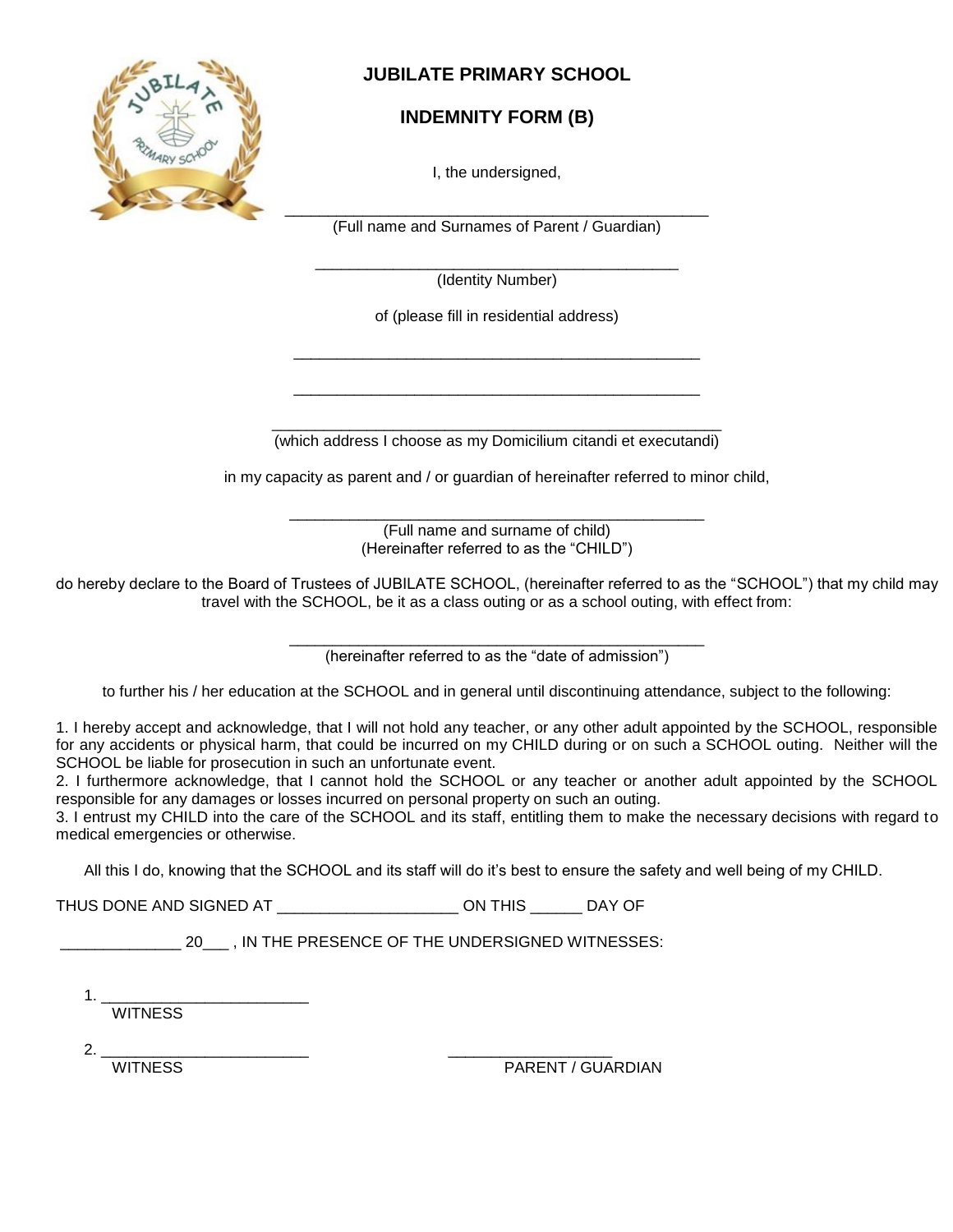## JUBILATE PRIMARY SCHOOL

## INDEMNITY FORM (B)

I, the undersigned,

_______________________________________________
(Full name and Surnames of Parent / Guardian)

________________________________________
(Identity Number)

of (please fill in residential address)

_____________________________________________

_____________________________________________

__________________________________________________
(which address I choose as my Domicilium citandi et executandi)

in my capacity as parent and / or guardian of hereinafter referred to minor child,

______________________________________________
(Full name and surname of child)
(Hereinafter referred to as the "CHILD")

do hereby declare to the Board of Trustees of JUBILATE SCHOOL, (hereinafter referred to as the "SCHOOL") that my child may travel with the SCHOOL, be it as a class outing or as a school outing, with effect from:

______________________________________________
(hereinafter referred to as the "date of admission")

to further his / her education at the SCHOOL and in general until discontinuing attendance, subject to the following:

1. I hereby accept and acknowledge, that I will not hold any teacher, or any other adult appointed by the SCHOOL, responsible for any accidents or physical harm, that could be incurred on my CHILD during or on such a SCHOOL outing. Neither will the SCHOOL be liable for prosecution in such an unfortunate event.
2. I furthermore acknowledge, that I cannot hold the SCHOOL or any teacher or another adult appointed by the SCHOOL responsible for any damages or losses incurred on personal property on such an outing.
3. I entrust my CHILD into the care of the SCHOOL and its staff, entitling them to make the necessary decisions with regard to medical emergencies or otherwise.

All this I do, knowing that the SCHOOL and its staff will do it's best to ensure the safety and well being of my CHILD.

THUS DONE AND SIGNED AT ____________________ ON THIS ______ DAY OF

_____________ 20___ , IN THE PRESENCE OF THE UNDERSIGNED WITNESSES:

1. ______________________
   WITNESS

2. ______________________
   WITNESS

__________________
PARENT / GUARDIAN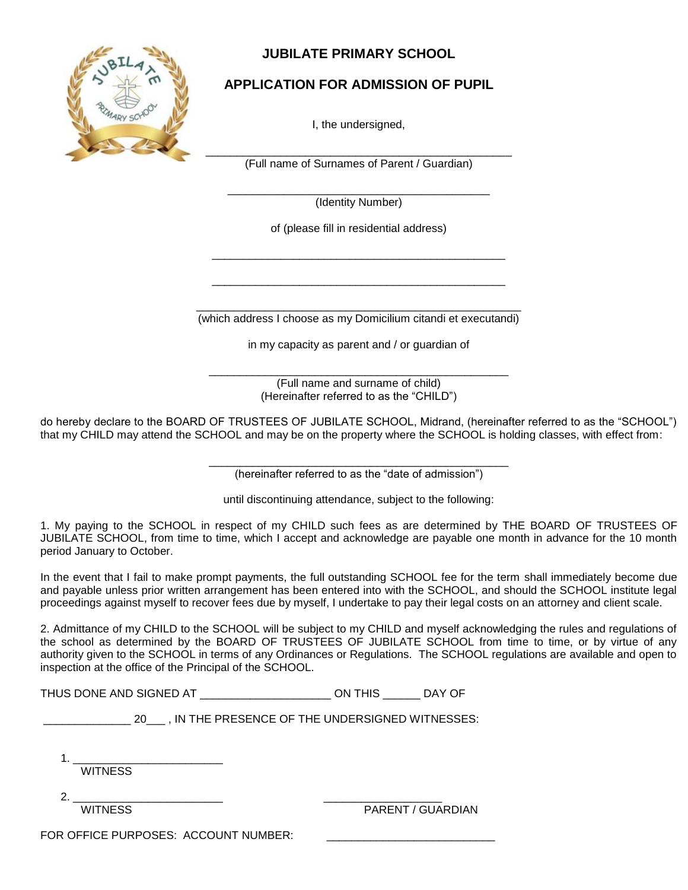# JUBILATE PRIMARY SCHOOL

## APPLICATION FOR ADMISSION OF PUPIL

I, the undersigned,

_______________________________________________
(Full name of Surnames of Parent / Guardian)

________________________________________
(Identity Number)

of (please fill in residential address)

_____________________________________________

_____________________________________________

__________________________________________________
(which address I choose as my Domicilium citandi et executandi)

in my capacity as parent and / or guardian of

______________________________________________
(Full name and surname of child)
(Hereinafter referred to as the "CHILD")

do hereby declare to the BOARD OF TRUSTEES OF JUBILATE SCHOOL, Midrand, (hereinafter referred to as the "SCHOOL") that my CHILD may attend the SCHOOL and may be on the property where the SCHOOL is holding classes, with effect from:

______________________________________________
(hereinafter referred to as the "date of admission")

until discontinuing attendance, subject to the following:

1. My paying to the SCHOOL in respect of my CHILD such fees as are determined by THE BOARD OF TRUSTEES OF JUBILATE SCHOOL, from time to time, which I accept and acknowledge are payable one month in advance for the 10 month period January to October.

In the event that I fail to make prompt payments, the full outstanding SCHOOL fee for the term shall immediately become due and payable unless prior written arrangement has been entered into with the SCHOOL, and should the SCHOOL institute legal proceedings against myself to recover fees due by myself, I undertake to pay their legal costs on an attorney and client scale.

2. Admittance of my CHILD to the SCHOOL will be subject to my CHILD and myself acknowledging the rules and regulations of the school as determined by the BOARD OF TRUSTEES OF JUBILATE SCHOOL from time to time, or by virtue of any authority given to the SCHOOL in terms of any Ordinances or Regulations. The SCHOOL regulations are available and open to inspection at the office of the Principal of the SCHOOL.

THUS DONE AND SIGNED AT ____________________ ON THIS ______ DAY OF

_____________ 20___ , IN THE PRESENCE OF THE UNDERSIGNED WITNESSES:

1. ________________________
WITNESS

2. ________________________
WITNESS

___________________
PARENT / GUARDIAN

FOR OFFICE PURPOSES: ACCOUNT NUMBER: __________________________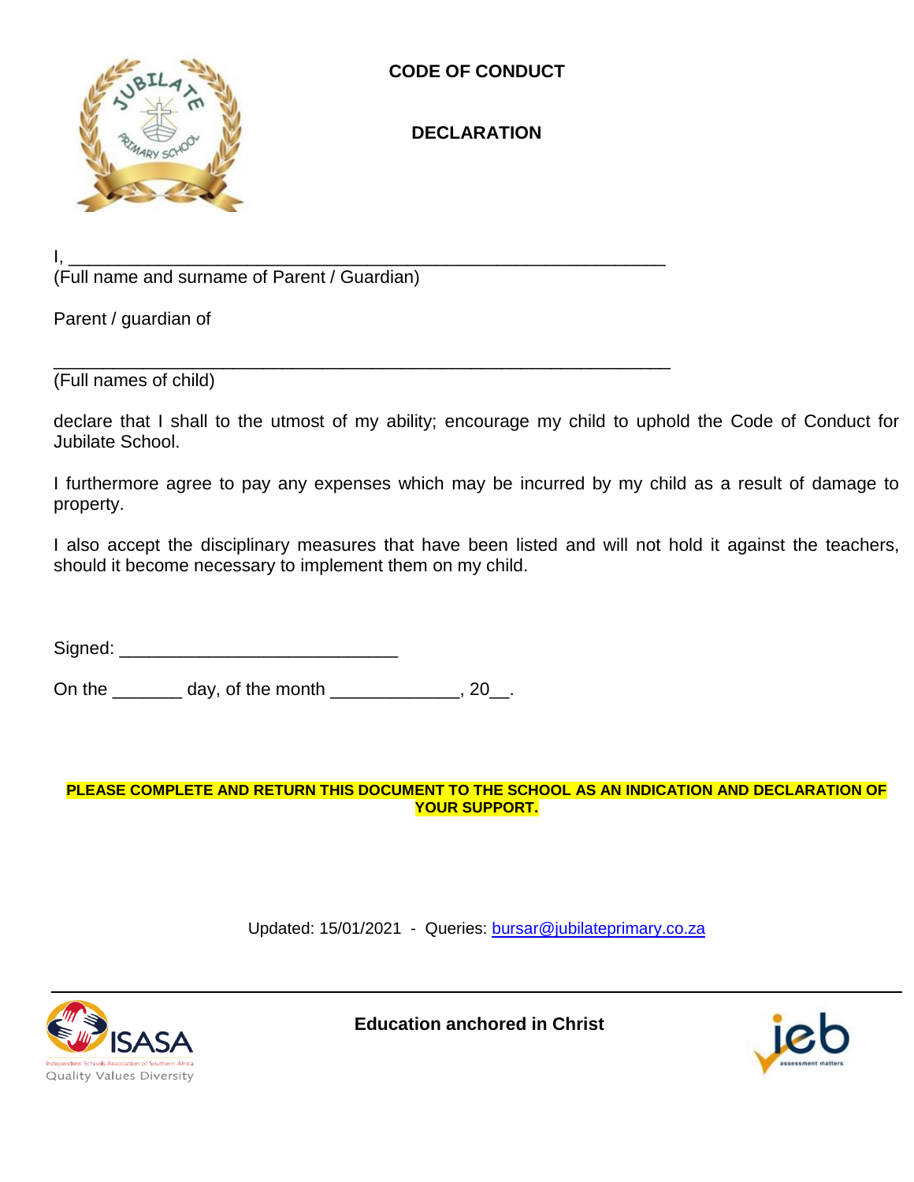**CODE OF CONDUCT**

**DECLARATION**

I, ______________________________________________________________

(Full name and surname of Parent / Guardian)

Parent / guardian of

________________________________________________________________

(Full names of child)

declare that I shall to the utmost of my ability; encourage my child to uphold the Code of Conduct for Jubilate School.

I furthermore agree to pay any expenses which may be incurred by my child as a result of damage to property.

I also accept the disciplinary measures that have been listed and will not hold it against the teachers, should it become necessary to implement them on my child.

Signed: ____________________________

On the _______ day, of the month _____________, 20__.

**PLEASE COMPLETE AND RETURN THIS DOCUMENT TO THE SCHOOL AS AN INDICATION AND DECLARATION OF YOUR SUPPORT.**

Updated: 15/01/2021 - Queries: bursar@jubilateprimary.co.za

**Education anchored in Christ**